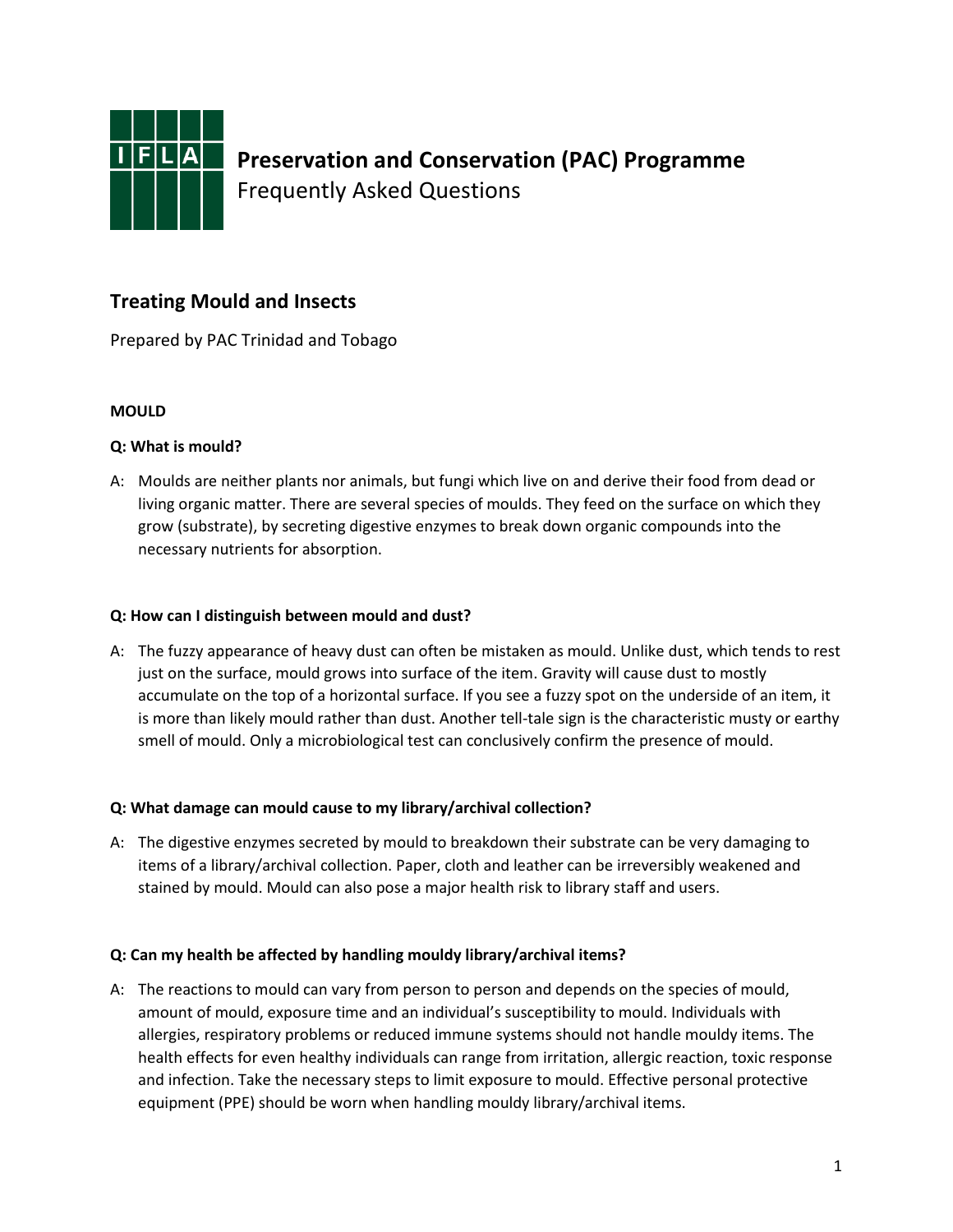# Preservation and Conservation (PAC) Programme

Frequently Asked Questions

## Treating Mould and Insects

Prepared by PAC Trinidad and Tobago

**MOULD**

**Q: What is mould?**

A: Moulds are neither plants nor animals, but fungi which live on and derive their food from dead or living organic matter. There are several species of moulds. They feed on the surface on which they grow (substrate), by secreting digestive enzymes to break down organic compounds into the necessary nutrients for absorption.

**Q: How can I distinguish between mould and dust?**

A: The fuzzy appearance of heavy dust can often be mistaken as mould. Unlike dust, which tends to rest just on the surface, mould grows into surface of the item. Gravity will cause dust to mostly accumulate on the top of a horizontal surface. If you see a fuzzy spot on the underside of an item, it is more than likely mould rather than dust. Another tell-tale sign is the characteristic musty or earthy smell of mould. Only a microbiological test can conclusively confirm the presence of mould.

**Q: What damage can mould cause to my library/archival collection?**

A: The digestive enzymes secreted by mould to breakdown their substrate can be very damaging to items of a library/archival collection. Paper, cloth and leather can be irreversibly weakened and stained by mould. Mould can also pose a major health risk to library staff and users.

**Q: Can my health be affected by handling mouldy library/archival items?**

A: The reactions to mould can vary from person to person and depends on the species of mould, amount of mould, exposure time and an individual's susceptibility to mould. Individuals with allergies, respiratory problems or reduced immune systems should not handle mouldy items. The health effects for even healthy individuals can range from irritation, allergic reaction, toxic response and infection. Take the necessary steps to limit exposure to mould. Effective personal protective equipment (PPE) should be worn when handling mouldy library/archival items.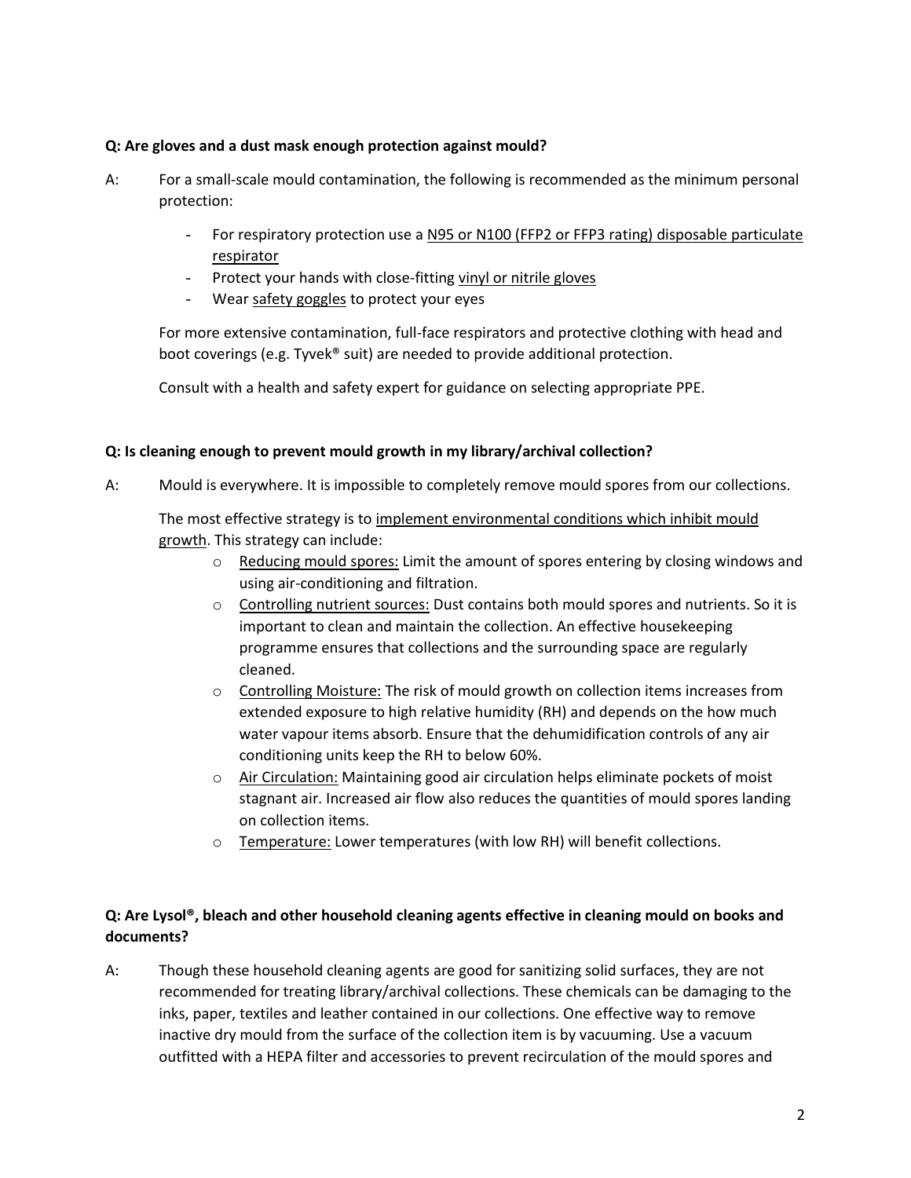**Q: Are gloves and a dust mask enough protection against mould?**

A: For a small-scale mould contamination, the following is recommended as the minimum personal protection:

- For respiratory protection use a N95 or N100 (FFP2 or FFP3 rating) disposable particulate respirator
- Protect your hands with close-fitting vinyl or nitrile gloves
- Wear safety goggles to protect your eyes

For more extensive contamination, full-face respirators and protective clothing with head and boot coverings (e.g. Tyvek® suit) are needed to provide additional protection.

Consult with a health and safety expert for guidance on selecting appropriate PPE.

**Q: Is cleaning enough to prevent mould growth in my library/archival collection?**

A: Mould is everywhere. It is impossible to completely remove mould spores from our collections.

The most effective strategy is to implement environmental conditions which inhibit mould growth. This strategy can include:

- Reducing mould spores: Limit the amount of spores entering by closing windows and using air-conditioning and filtration.
- Controlling nutrient sources: Dust contains both mould spores and nutrients. So it is important to clean and maintain the collection. An effective housekeeping programme ensures that collections and the surrounding space are regularly cleaned.
- Controlling Moisture: The risk of mould growth on collection items increases from extended exposure to high relative humidity (RH) and depends on the how much water vapour items absorb. Ensure that the dehumidification controls of any air conditioning units keep the RH to below 60%.
- Air Circulation: Maintaining good air circulation helps eliminate pockets of moist stagnant air. Increased air flow also reduces the quantities of mould spores landing on collection items.
- Temperature: Lower temperatures (with low RH) will benefit collections.

**Q: Are Lysol®, bleach and other household cleaning agents effective in cleaning mould on books and documents?**

A: Though these household cleaning agents are good for sanitizing solid surfaces, they are not recommended for treating library/archival collections. These chemicals can be damaging to the inks, paper, textiles and leather contained in our collections. One effective way to remove inactive dry mould from the surface of the collection item is by vacuuming. Use a vacuum outfitted with a HEPA filter and accessories to prevent recirculation of the mould spores and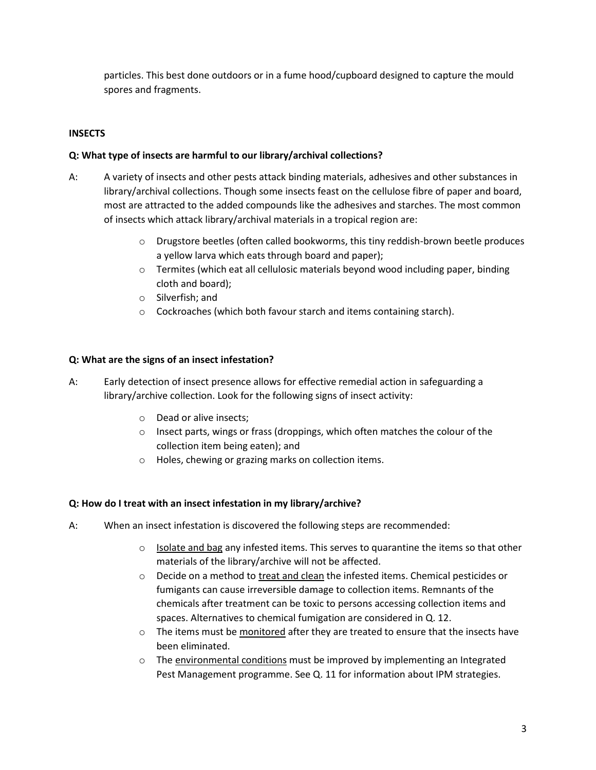particles. This best done outdoors or in a fume hood/cupboard designed to capture the mould spores and fragments.

**INSECTS**

**Q: What type of insects are harmful to our library/archival collections?**

A: A variety of insects and other pests attack binding materials, adhesives and other substances in library/archival collections. Though some insects feast on the cellulose fibre of paper and board, most are attracted to the added compounds like the adhesives and starches. The most common of insects which attack library/archival materials in a tropical region are:

- Drugstore beetles (often called bookworms, this tiny reddish-brown beetle produces a yellow larva which eats through board and paper);
- Termites (which eat all cellulosic materials beyond wood including paper, binding cloth and board);
- Silverfish; and
- Cockroaches (which both favour starch and items containing starch).

**Q: What are the signs of an insect infestation?**

A: Early detection of insect presence allows for effective remedial action in safeguarding a library/archive collection. Look for the following signs of insect activity:

- Dead or alive insects;
- Insect parts, wings or frass (droppings, which often matches the colour of the collection item being eaten); and
- Holes, chewing or grazing marks on collection items.

**Q: How do I treat with an insect infestation in my library/archive?**

A: When an insect infestation is discovered the following steps are recommended:

- <u>Isolate and bag</u> any infested items. This serves to quarantine the items so that other materials of the library/archive will not be affected.
- Decide on a method to <u>treat and clean</u> the infested items. Chemical pesticides or fumigants can cause irreversible damage to collection items. Remnants of the chemicals after treatment can be toxic to persons accessing collection items and spaces. Alternatives to chemical fumigation are considered in Q. 12.
- The items must be <u>monitored</u> after they are treated to ensure that the insects have been eliminated.
- The <u>environmental conditions</u> must be improved by implementing an Integrated Pest Management programme. See Q. 11 for information about IPM strategies.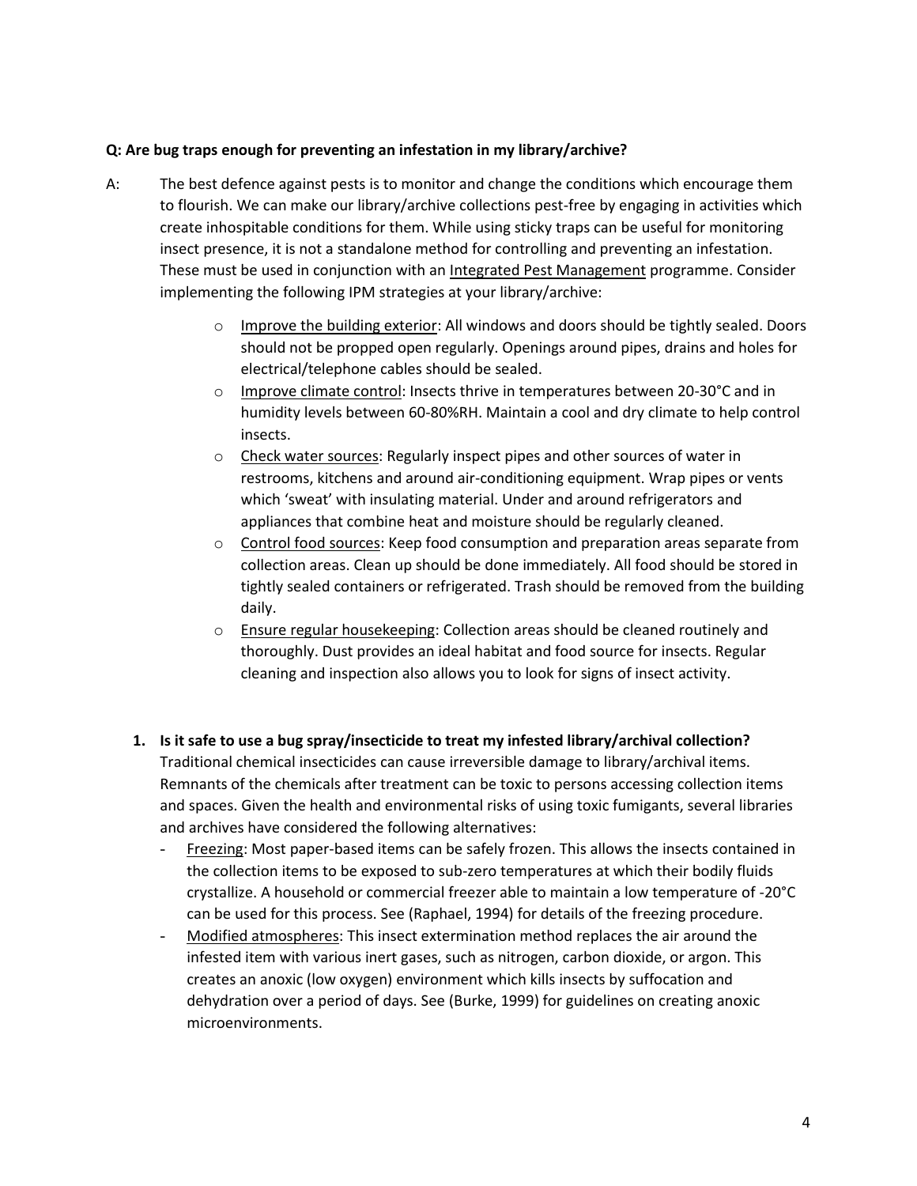**Q: Are bug traps enough for preventing an infestation in my library/archive?**

A: The best defence against pests is to monitor and change the conditions which encourage them to flourish. We can make our library/archive collections pest-free by engaging in activities which create inhospitable conditions for them. While using sticky traps can be useful for monitoring insect presence, it is not a standalone method for controlling and preventing an infestation. These must be used in conjunction with an Integrated Pest Management programme. Consider implementing the following IPM strategies at your library/archive:

- Improve the building exterior: All windows and doors should be tightly sealed. Doors should not be propped open regularly. Openings around pipes, drains and holes for electrical/telephone cables should be sealed.
- Improve climate control: Insects thrive in temperatures between 20-30°C and in humidity levels between 60-80%RH. Maintain a cool and dry climate to help control insects.
- Check water sources: Regularly inspect pipes and other sources of water in restrooms, kitchens and around air-conditioning equipment. Wrap pipes or vents which 'sweat' with insulating material. Under and around refrigerators and appliances that combine heat and moisture should be regularly cleaned.
- Control food sources: Keep food consumption and preparation areas separate from collection areas. Clean up should be done immediately. All food should be stored in tightly sealed containers or refrigerated. Trash should be removed from the building daily.
- Ensure regular housekeeping: Collection areas should be cleaned routinely and thoroughly. Dust provides an ideal habitat and food source for insects. Regular cleaning and inspection also allows you to look for signs of insect activity.

1. **Is it safe to use a bug spray/insecticide to treat my infested library/archival collection?**
   Traditional chemical insecticides can cause irreversible damage to library/archival items. Remnants of the chemicals after treatment can be toxic to persons accessing collection items and spaces. Given the health and environmental risks of using toxic fumigants, several libraries and archives have considered the following alternatives:
   - Freezing: Most paper-based items can be safely frozen. This allows the insects contained in the collection items to be exposed to sub-zero temperatures at which their bodily fluids crystallize. A household or commercial freezer able to maintain a low temperature of -20°C can be used for this process. See (Raphael, 1994) for details of the freezing procedure.
   - Modified atmospheres: This insect extermination method replaces the air around the infested item with various inert gases, such as nitrogen, carbon dioxide, or argon. This creates an anoxic (low oxygen) environment which kills insects by suffocation and dehydration over a period of days. See (Burke, 1999) for guidelines on creating anoxic microenvironments.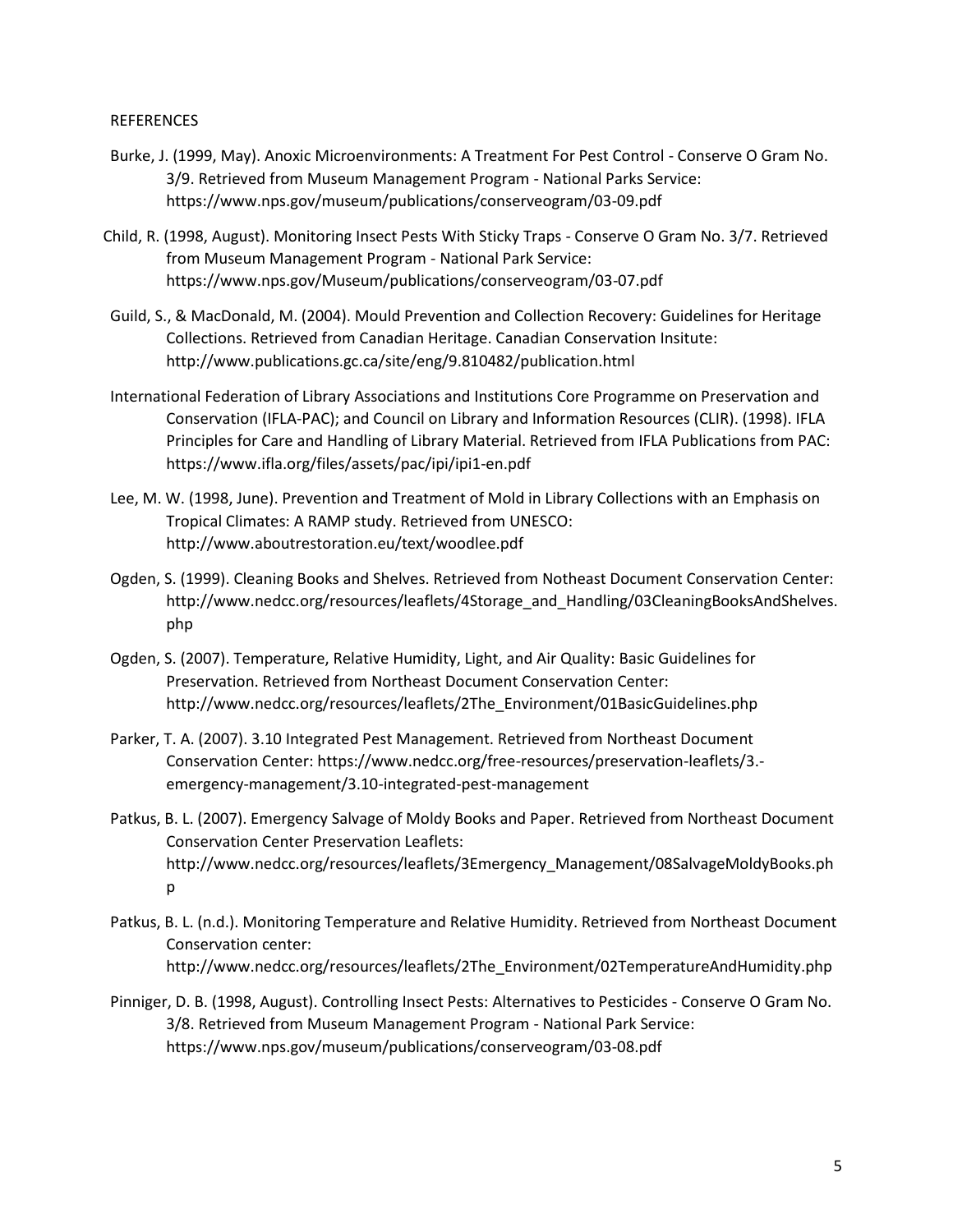REFERENCES

Burke, J. (1999, May). Anoxic Microenvironments: A Treatment For Pest Control - Conserve O Gram No. 3/9. Retrieved from Museum Management Program - National Parks Service: https://www.nps.gov/museum/publications/conserveogram/03-09.pdf

Child, R. (1998, August). Monitoring Insect Pests With Sticky Traps - Conserve O Gram No. 3/7. Retrieved from Museum Management Program - National Park Service: https://www.nps.gov/Museum/publications/conserveogram/03-07.pdf

Guild, S., & MacDonald, M. (2004). Mould Prevention and Collection Recovery: Guidelines for Heritage Collections. Retrieved from Canadian Heritage. Canadian Conservation Insitute: http://www.publications.gc.ca/site/eng/9.810482/publication.html

International Federation of Library Associations and Institutions Core Programme on Preservation and Conservation (IFLA-PAC); and Council on Library and Information Resources (CLIR). (1998). IFLA Principles for Care and Handling of Library Material. Retrieved from IFLA Publications from PAC: https://www.ifla.org/files/assets/pac/ipi/ipi1-en.pdf

Lee, M. W. (1998, June). Prevention and Treatment of Mold in Library Collections with an Emphasis on Tropical Climates: A RAMP study. Retrieved from UNESCO: http://www.aboutrestoration.eu/text/woodlee.pdf

Ogden, S. (1999). Cleaning Books and Shelves. Retrieved from Notheast Document Conservation Center: http://www.nedcc.org/resources/leaflets/4Storage_and_Handling/03CleaningBooksAndShelves.php

Ogden, S. (2007). Temperature, Relative Humidity, Light, and Air Quality: Basic Guidelines for Preservation. Retrieved from Northeast Document Conservation Center: http://www.nedcc.org/resources/leaflets/2The_Environment/01BasicGuidelines.php

Parker, T. A. (2007). 3.10 Integrated Pest Management. Retrieved from Northeast Document Conservation Center: https://www.nedcc.org/free-resources/preservation-leaflets/3.-emergency-management/3.10-integrated-pest-management

Patkus, B. L. (2007). Emergency Salvage of Moldy Books and Paper. Retrieved from Northeast Document Conservation Center Preservation Leaflets: http://www.nedcc.org/resources/leaflets/3Emergency_Management/08SalvageMoldyBooks.php

Patkus, B. L. (n.d.). Monitoring Temperature and Relative Humidity. Retrieved from Northeast Document Conservation center: http://www.nedcc.org/resources/leaflets/2The_Environment/02TemperatureAndHumidity.php

Pinniger, D. B. (1998, August). Controlling Insect Pests: Alternatives to Pesticides - Conserve O Gram No. 3/8. Retrieved from Museum Management Program - National Park Service: https://www.nps.gov/museum/publications/conserveogram/03-08.pdf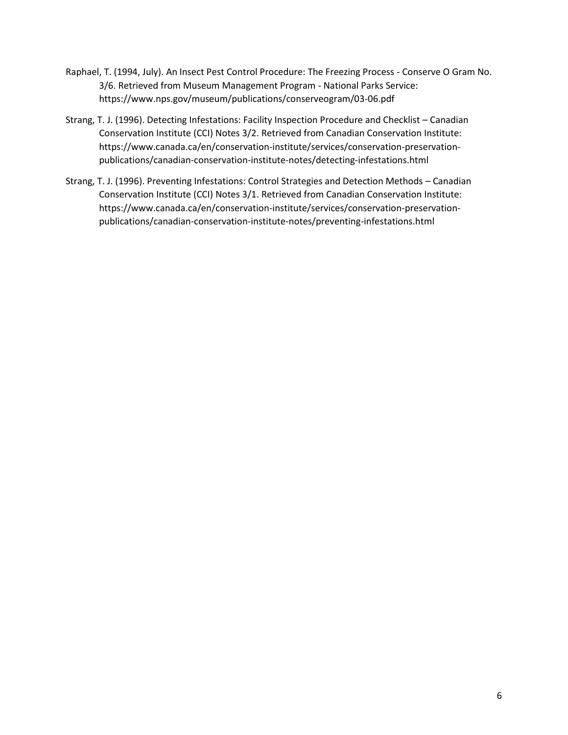Raphael, T. (1994, July). An Insect Pest Control Procedure: The Freezing Process - Conserve O Gram No. 3/6. Retrieved from Museum Management Program - National Parks Service: https://www.nps.gov/museum/publications/conserveogram/03-06.pdf

Strang, T. J. (1996). Detecting Infestations: Facility Inspection Procedure and Checklist – Canadian Conservation Institute (CCI) Notes 3/2. Retrieved from Canadian Conservation Institute: https://www.canada.ca/en/conservation-institute/services/conservation-preservation-publications/canadian-conservation-institute-notes/detecting-infestations.html

Strang, T. J. (1996). Preventing Infestations: Control Strategies and Detection Methods – Canadian Conservation Institute (CCI) Notes 3/1. Retrieved from Canadian Conservation Institute: https://www.canada.ca/en/conservation-institute/services/conservation-preservation-publications/canadian-conservation-institute-notes/preventing-infestations.html